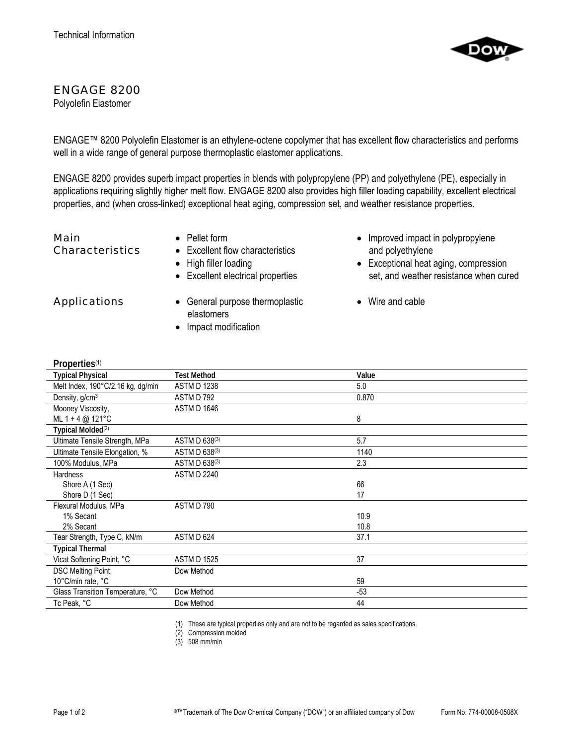Technical Information

# ENGAGE 8200

Polyolefin Elastomer

ENGAGE™ 8200 Polyolefin Elastomer is an ethylene-octene copolymer that has excellent flow characteristics and performs well in a wide range of general purpose thermoplastic elastomer applications.

ENGAGE 8200 provides superb impact properties in blends with polypropylene (PP) and polyethylene (PE), especially in applications requiring slightly higher melt flow. ENGAGE 8200 also provides high filler loading capability, excellent electrical properties, and (when cross-linked) exceptional heat aging, compression set, and weather resistance properties.

## Main Characteristics

- Pellet form
- Excellent flow characteristics
- High filler loading
- Excellent electrical properties
- Improved impact in polypropylene and polyethylene
- Exceptional heat aging, compression set, and weather resistance when cured

## Applications

- General purpose thermoplastic elastomers
- Impact modification
- Wire and cable

**Properties**(1)

| Typical Physical | Test Method | Value |
|---|---|---|
| Melt Index, 190°C/2.16 kg, dg/min | ASTM D 1238 | 5.0 |
| Density, g/cm$^3$ | ASTM D 792 | 0.870 |
| Mooney Viscosity, ML 1 + 4 @ 121°C | ASTM D 1646 | 8 |
| **Typical Molded**(2) | | |
| Ultimate Tensile Strength, MPa | ASTM D 638(3) | 5.7 |
| Ultimate Tensile Elongation, % | ASTM D 638(3) | 1140 |
| 100% Modulus, MPa | ASTM D 638(3) | 2.3 |
| Hardness | ASTM D 2240 | |
| Shore A (1 Sec) | | 66 |
| Shore D (1 Sec) | | 17 |
| Flexural Modulus, MPa | ASTM D 790 | |
| 1% Secant | | 10.9 |
| 2% Secant | | 10.8 |
| Tear Strength, Type C, kN/m | ASTM D 624 | 37.1 |
| **Typical Thermal** | | |
| Vicat Softening Point, °C | ASTM D 1525 | 37 |
| DSC Melting Point, 10°C/min rate, °C | Dow Method | 59 |
| Glass Transition Temperature, °C | Dow Method | -53 |
| Tc Peak, °C | Dow Method | 44 |

(1) These are typical properties only and are not to be regarded as sales specifications.
(2) Compression molded
(3) 508 mm/min

®™Trademark of The Dow Chemical Company ("DOW") or an affiliated company of Dow — Form No. 774-00008-0508X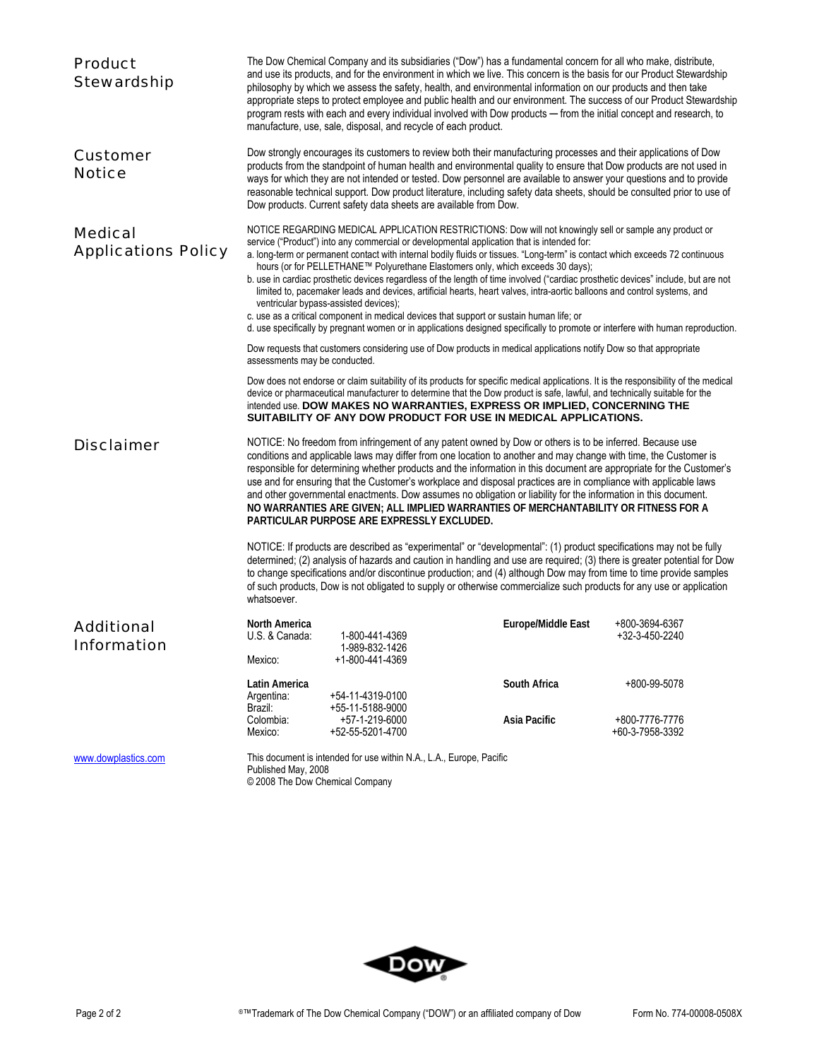## Product Stewardship

The Dow Chemical Company and its subsidiaries ("Dow") has a fundamental concern for all who make, distribute, and use its products, and for the environment in which we live. This concern is the basis for our Product Stewardship philosophy by which we assess the safety, health, and environmental information on our products and then take appropriate steps to protect employee and public health and our environment. The success of our Product Stewardship program rests with each and every individual involved with Dow products — from the initial concept and research, to manufacture, use, sale, disposal, and recycle of each product.

## Customer Notice

Dow strongly encourages its customers to review both their manufacturing processes and their applications of Dow products from the standpoint of human health and environmental quality to ensure that Dow products are not used in ways for which they are not intended or tested. Dow personnel are available to answer your questions and to provide reasonable technical support. Dow product literature, including safety data sheets, should be consulted prior to use of Dow products. Current safety data sheets are available from Dow.

## Medical Applications Policy

NOTICE REGARDING MEDICAL APPLICATION RESTRICTIONS: Dow will not knowingly sell or sample any product or service ("Product") into any commercial or developmental application that is intended for:

a. long-term or permanent contact with internal bodily fluids or tissues. "Long-term" is contact which exceeds 72 continuous hours (or for PELLETHANE™ Polyurethane Elastomers only, which exceeds 30 days);

b. use in cardiac prosthetic devices regardless of the length of time involved ("cardiac prosthetic devices" include, but are not limited to, pacemaker leads and devices, artificial hearts, heart valves, intra-aortic balloons and control systems, and ventricular bypass-assisted devices);

c. use as a critical component in medical devices that support or sustain human life; or

d. use specifically by pregnant women or in applications designed specifically to promote or interfere with human reproduction.

Dow requests that customers considering use of Dow products in medical applications notify Dow so that appropriate assessments may be conducted.

Dow does not endorse or claim suitability of its products for specific medical applications. It is the responsibility of the medical device or pharmaceutical manufacturer to determine that the Dow product is safe, lawful, and technically suitable for the intended use. **DOW MAKES NO WARRANTIES, EXPRESS OR IMPLIED, CONCERNING THE SUITABILITY OF ANY DOW PRODUCT FOR USE IN MEDICAL APPLICATIONS.**

## Disclaimer

NOTICE: No freedom from infringement of any patent owned by Dow or others is to be inferred. Because use conditions and applicable laws may differ from one location to another and may change with time, the Customer is responsible for determining whether products and the information in this document are appropriate for the Customer's use and for ensuring that the Customer's workplace and disposal practices are in compliance with applicable laws and other governmental enactments. Dow assumes no obligation or liability for the information in this document. **NO WARRANTIES ARE GIVEN; ALL IMPLIED WARRANTIES OF MERCHANTABILITY OR FITNESS FOR A PARTICULAR PURPOSE ARE EXPRESSLY EXCLUDED.**

NOTICE: If products are described as "experimental" or "developmental": (1) product specifications may not be fully determined; (2) analysis of hazards and caution in handling and use are required; (3) there is greater potential for Dow to change specifications and/or discontinue production; and (4) although Dow may from time to time provide samples of such products, Dow is not obligated to supply or otherwise commercialize such products for any use or application whatsoever.

## Additional Information

**North America**
U.S. & Canada: 1-800-441-4369, 1-989-832-1426
Mexico: +1-800-441-4369

**Latin America**
Argentina: +54-11-4319-0100
Brazil: +55-11-5188-9000
Colombia: +57-1-219-6000
Mexico: +52-55-5201-4700

**Europe/Middle East** +800-3694-6367, +32-3-450-2240

**South Africa** +800-99-5078

**Asia Pacific** +800-7776-7776, +60-3-7958-3392

www.dowplastics.com

This document is intended for use within N.A., L.A., Europe, Pacific
Published May, 2008
© 2008 The Dow Chemical Company

®™Trademark of The Dow Chemical Company ("DOW") or an affiliated company of Dow

Form No. 774-00008-0508X